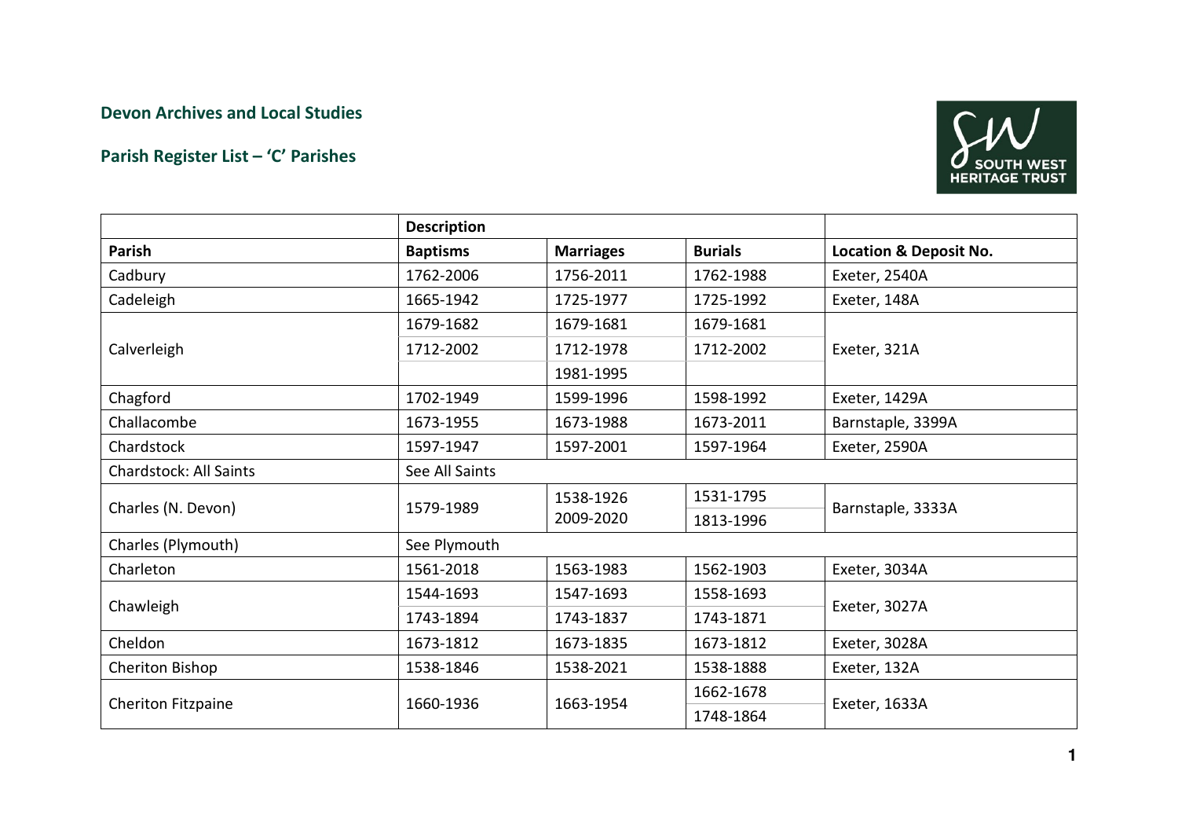**Devon Archives and Local Studies**

**Parish Register List – 'C' Parishes**

| | Description | | | |
|---|---|---|---|---|
| **Parish** | **Baptisms** | **Marriages** | **Burials** | **Location & Deposit No.** |
| Cadbury | 1762-2006 | 1756-2011 | 1762-1988 | Exeter, 2540A |
| Cadeleigh | 1665-1942 | 1725-1977 | 1725-1992 | Exeter, 148A |
| Calverleigh | 1679-1682 | 1679-1681 | 1679-1681 | Exeter, 321A |
| | 1712-2002 | 1712-1978 | 1712-2002 | |
| | | 1981-1995 | | |
| Chagford | 1702-1949 | 1599-1996 | 1598-1992 | Exeter, 1429A |
| Challacombe | 1673-1955 | 1673-1988 | 1673-2011 | Barnstaple, 3399A |
| Chardstock | 1597-1947 | 1597-2001 | 1597-1964 | Exeter, 2590A |
| Chardstock: All Saints | See All Saints | | | |
| Charles (N. Devon) | 1579-1989 | 1538-1926<br>2009-2020 | 1531-1795 | Barnstaple, 3333A |
| | | | 1813-1996 | |
| Charles (Plymouth) | See Plymouth | | | |
| Charleton | 1561-2018 | 1563-1983 | 1562-1903 | Exeter, 3034A |
| Chawleigh | 1544-1693 | 1547-1693 | 1558-1693 | Exeter, 3027A |
| | 1743-1894 | 1743-1837 | 1743-1871 | |
| Cheldon | 1673-1812 | 1673-1835 | 1673-1812 | Exeter, 3028A |
| Cheriton Bishop | 1538-1846 | 1538-2021 | 1538-1888 | Exeter, 132A |
| Cheriton Fitzpaine | 1660-1936 | 1663-1954 | 1662-1678 | Exeter, 1633A |
| | | | 1748-1864 | |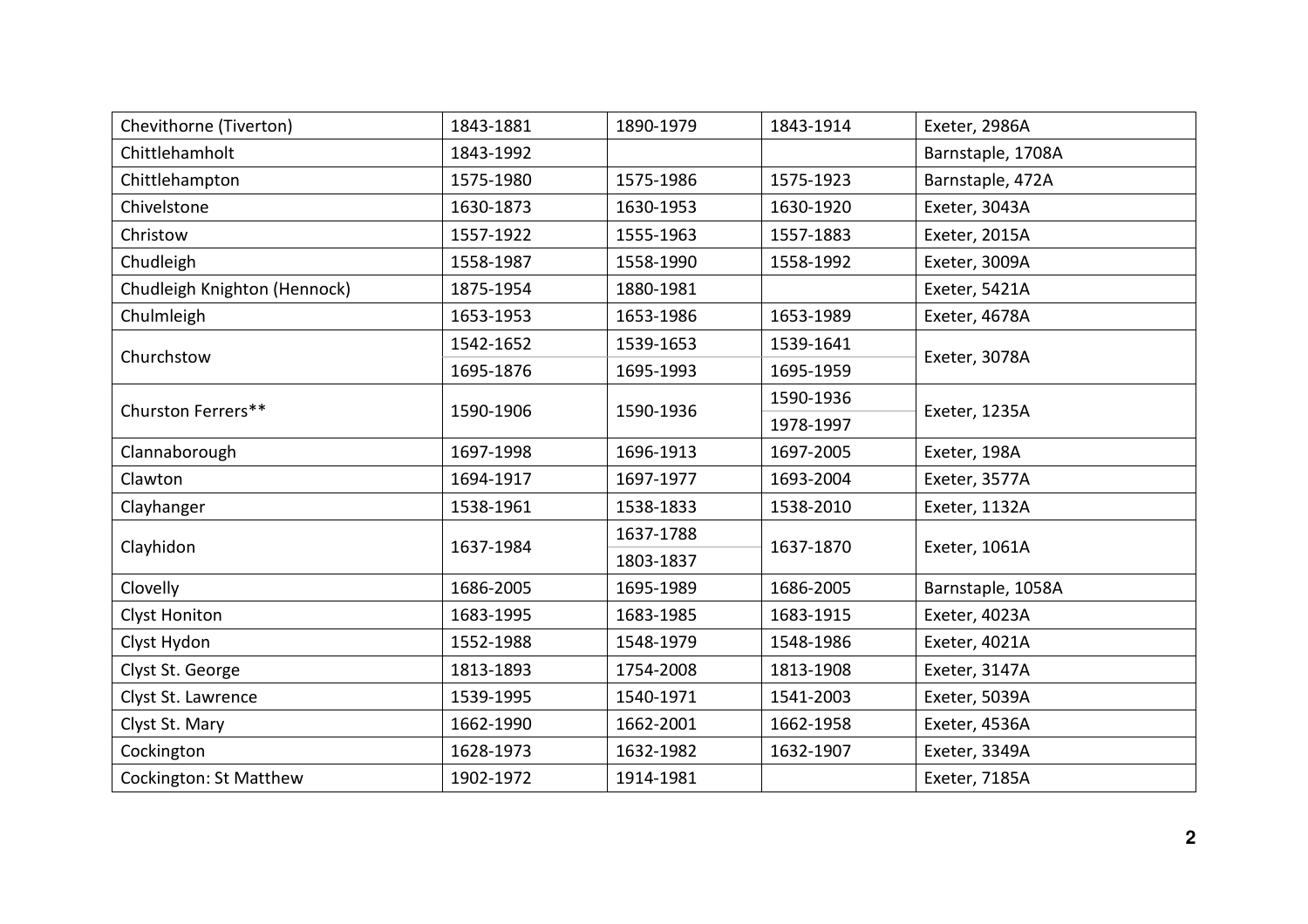| | | | | |
|---|---|---|---|---|
| Chevithorne (Tiverton) | 1843-1881 | 1890-1979 | 1843-1914 | Exeter, 2986A |
| Chittlehamholt | 1843-1992 | | | Barnstaple, 1708A |
| Chittlehampton | 1575-1980 | 1575-1986 | 1575-1923 | Barnstaple, 472A |
| Chivelstone | 1630-1873 | 1630-1953 | 1630-1920 | Exeter, 3043A |
| Christow | 1557-1922 | 1555-1963 | 1557-1883 | Exeter, 2015A |
| Chudleigh | 1558-1987 | 1558-1990 | 1558-1992 | Exeter, 3009A |
| Chudleigh Knighton (Hennock) | 1875-1954 | 1880-1981 | | Exeter, 5421A |
| Chulmleigh | 1653-1953 | 1653-1986 | 1653-1989 | Exeter, 4678A |
| Churchstow | 1542-1652 | 1539-1653 | 1539-1641 | Exeter, 3078A |
| | 1695-1876 | 1695-1993 | 1695-1959 | |
| Churston Ferrers** | 1590-1906 | 1590-1936 | 1590-1936 | Exeter, 1235A |
| | | | 1978-1997 | |
| Clannaborough | 1697-1998 | 1696-1913 | 1697-2005 | Exeter, 198A |
| Clawton | 1694-1917 | 1697-1977 | 1693-2004 | Exeter, 3577A |
| Clayhanger | 1538-1961 | 1538-1833 | 1538-2010 | Exeter, 1132A |
| Clayhidon | 1637-1984 | 1637-1788 | 1637-1870 | Exeter, 1061A |
| | | 1803-1837 | | |
| Clovelly | 1686-2005 | 1695-1989 | 1686-2005 | Barnstaple, 1058A |
| Clyst Honiton | 1683-1995 | 1683-1985 | 1683-1915 | Exeter, 4023A |
| Clyst Hydon | 1552-1988 | 1548-1979 | 1548-1986 | Exeter, 4021A |
| Clyst St. George | 1813-1893 | 1754-2008 | 1813-1908 | Exeter, 3147A |
| Clyst St. Lawrence | 1539-1995 | 1540-1971 | 1541-2003 | Exeter, 5039A |
| Clyst St. Mary | 1662-1990 | 1662-2001 | 1662-1958 | Exeter, 4536A |
| Cockington | 1628-1973 | 1632-1982 | 1632-1907 | Exeter, 3349A |
| Cockington: St Matthew | 1902-1972 | 1914-1981 | | Exeter, 7185A |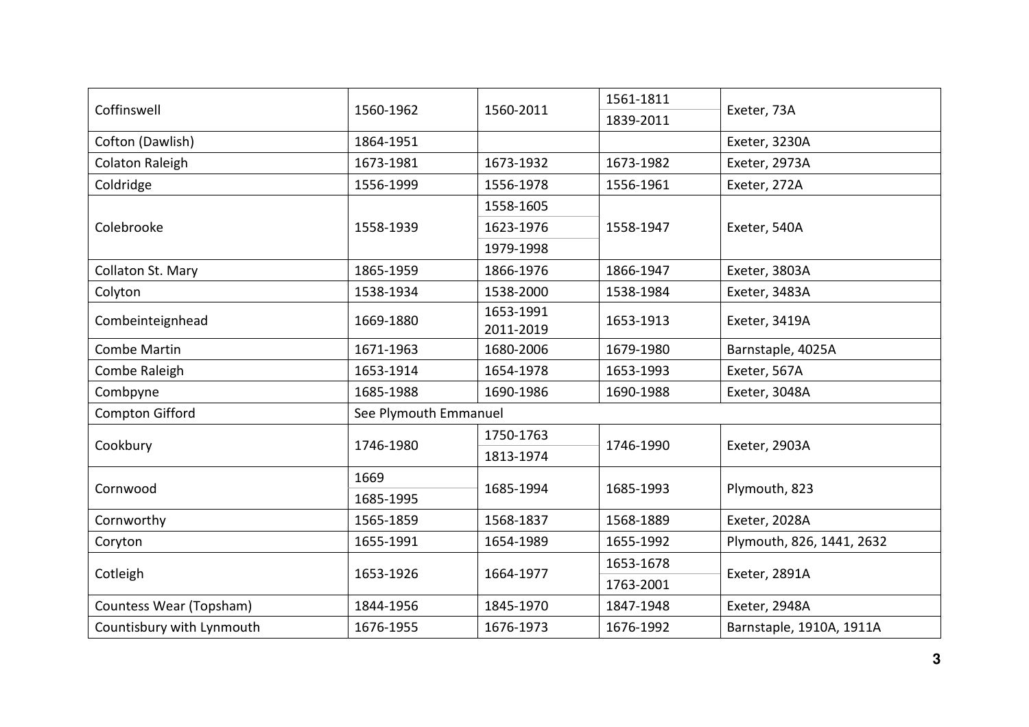| | | | | |
|---|---|---|---|---|
| Coffinswell | 1560-1962 | 1560-2011 | 1561-1811<br>1839-2011 | Exeter, 73A |
| Cofton (Dawlish) | 1864-1951 | | | Exeter, 3230A |
| Colaton Raleigh | 1673-1981 | 1673-1932 | 1673-1982 | Exeter, 2973A |
| Coldridge | 1556-1999 | 1556-1978 | 1556-1961 | Exeter, 272A |
| Colebrooke | 1558-1939 | 1558-1605<br>1623-1976<br>1979-1998 | 1558-1947 | Exeter, 540A |
| Collaton St. Mary | 1865-1959 | 1866-1976 | 1866-1947 | Exeter, 3803A |
| Colyton | 1538-1934 | 1538-2000 | 1538-1984 | Exeter, 3483A |
| Combeinteignhead | 1669-1880 | 1653-1991<br>2011-2019 | 1653-1913 | Exeter, 3419A |
| Combe Martin | 1671-1963 | 1680-2006 | 1679-1980 | Barnstaple, 4025A |
| Combe Raleigh | 1653-1914 | 1654-1978 | 1653-1993 | Exeter, 567A |
| Combpyne | 1685-1988 | 1690-1986 | 1690-1988 | Exeter, 3048A |
| Compton Gifford | See Plymouth Emmanuel | | | |
| Cookbury | 1746-1980 | 1750-1763<br>1813-1974 | 1746-1990 | Exeter, 2903A |
| Cornwood | 1669<br>1685-1995 | 1685-1994 | 1685-1993 | Plymouth, 823 |
| Cornworthy | 1565-1859 | 1568-1837 | 1568-1889 | Exeter, 2028A |
| Coryton | 1655-1991 | 1654-1989 | 1655-1992 | Plymouth, 826, 1441, 2632 |
| Cotleigh | 1653-1926 | 1664-1977 | 1653-1678<br>1763-2001 | Exeter, 2891A |
| Countess Wear (Topsham) | 1844-1956 | 1845-1970 | 1847-1948 | Exeter, 2948A |
| Countisbury with Lynmouth | 1676-1955 | 1676-1973 | 1676-1992 | Barnstaple, 1910A, 1911A |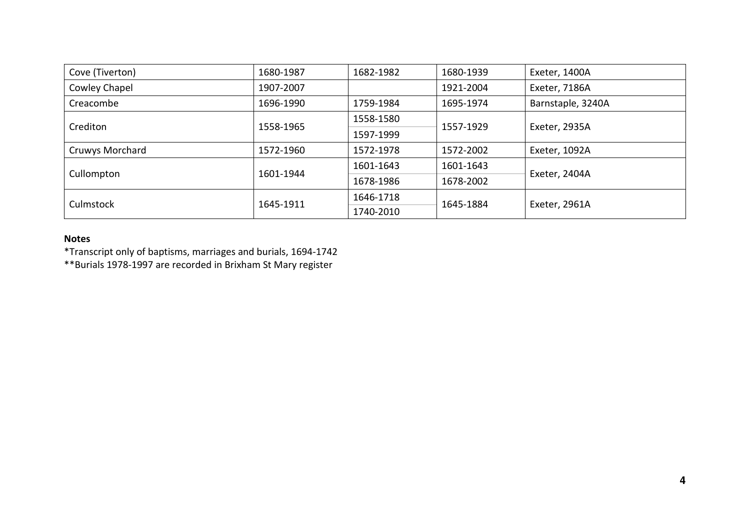| | | | | |
|---|---|---|---|---|
| Cove (Tiverton) | 1680-1987 | 1682-1982 | 1680-1939 | Exeter, 1400A |
| Cowley Chapel | 1907-2007 | | 1921-2004 | Exeter, 7186A |
| Creacombe | 1696-1990 | 1759-1984 | 1695-1974 | Barnstaple, 3240A |
| Crediton | 1558-1965 | 1558-1580 | 1557-1929 | Exeter, 2935A |
| | | 1597-1999 | | |
| Cruwys Morchard | 1572-1960 | 1572-1978 | 1572-2002 | Exeter, 1092A |
| Cullompton | 1601-1944 | 1601-1643 | 1601-1643 | Exeter, 2404A |
| | | 1678-1986 | 1678-2002 | |
| Culmstock | 1645-1911 | 1646-1718 | 1645-1884 | Exeter, 2961A |
| | | 1740-2010 | | |

**Notes**

*Transcript only of baptisms, marriages and burials, 1694-1742

**Burials 1978-1997 are recorded in Brixham St Mary register